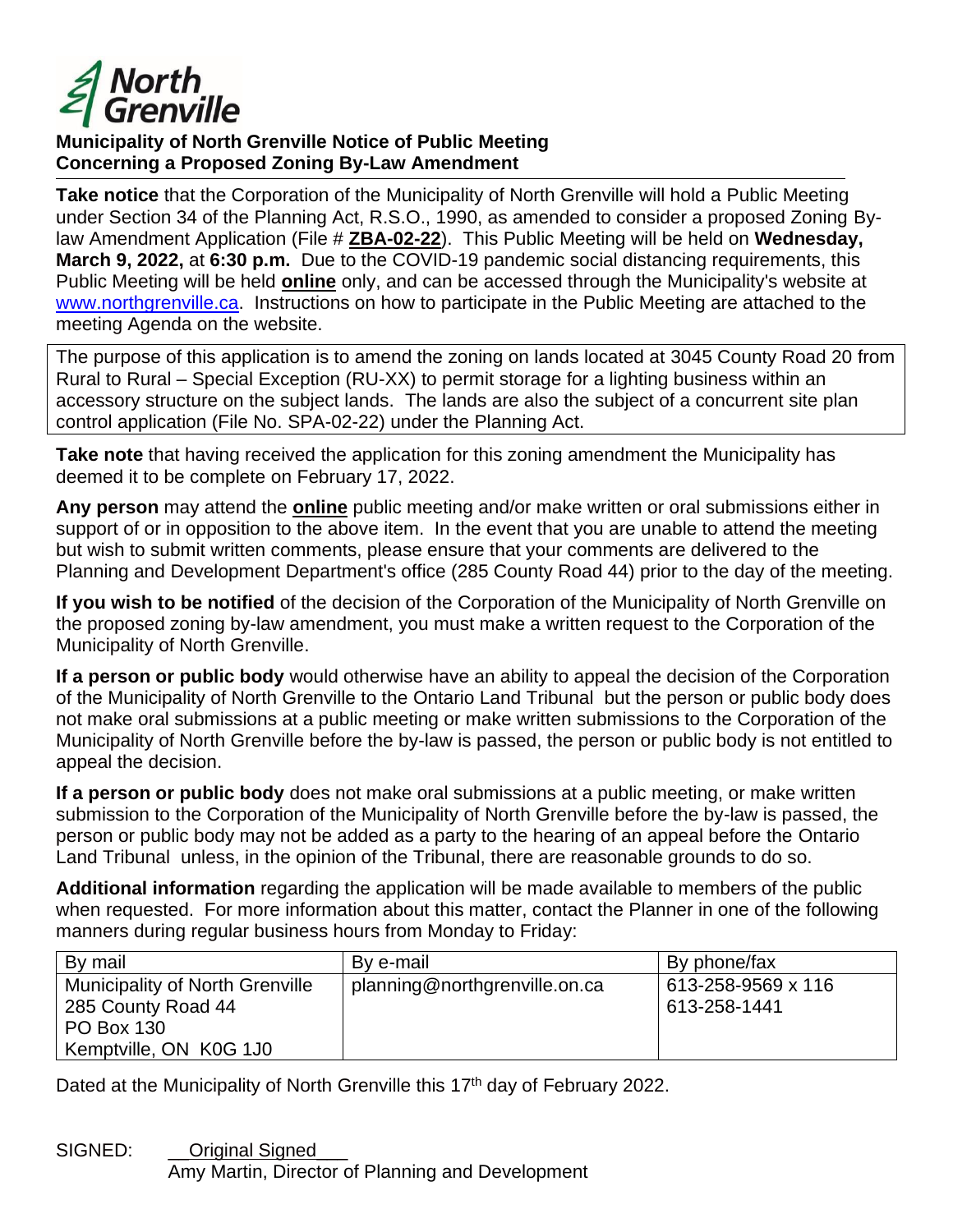North Grenville

**Municipality of North Grenville Notice of Public Meeting**
**Concerning a Proposed Zoning By-Law Amendment**

**Take notice** that the Corporation of the Municipality of North Grenville will hold a Public Meeting under Section 34 of the Planning Act, R.S.O., 1990, as amended to consider a proposed Zoning By-law Amendment Application (File # **ZBA-02-22**). This Public Meeting will be held on **Wednesday, March 9, 2022,** at **6:30 p.m.** Due to the COVID-19 pandemic social distancing requirements, this Public Meeting will be held **online** only, and can be accessed through the Municipality's website at www.northgrenville.ca. Instructions on how to participate in the Public Meeting are attached to the meeting Agenda on the website.

The purpose of this application is to amend the zoning on lands located at 3045 County Road 20 from Rural to Rural – Special Exception (RU-XX) to permit storage for a lighting business within an accessory structure on the subject lands. The lands are also the subject of a concurrent site plan control application (File No. SPA-02-22) under the Planning Act.

**Take note** that having received the application for this zoning amendment the Municipality has deemed it to be complete on February 17, 2022.

**Any person** may attend the **online** public meeting and/or make written or oral submissions either in support of or in opposition to the above item. In the event that you are unable to attend the meeting but wish to submit written comments, please ensure that your comments are delivered to the Planning and Development Department's office (285 County Road 44) prior to the day of the meeting.

**If you wish to be notified** of the decision of the Corporation of the Municipality of North Grenville on the proposed zoning by-law amendment, you must make a written request to the Corporation of the Municipality of North Grenville.

**If a person or public body** would otherwise have an ability to appeal the decision of the Corporation of the Municipality of North Grenville to the Ontario Land Tribunal but the person or public body does not make oral submissions at a public meeting or make written submissions to the Corporation of the Municipality of North Grenville before the by-law is passed, the person or public body is not entitled to appeal the decision.

**If a person or public body** does not make oral submissions at a public meeting, or make written submission to the Corporation of the Municipality of North Grenville before the by-law is passed, the person or public body may not be added as a party to the hearing of an appeal before the Ontario Land Tribunal unless, in the opinion of the Tribunal, there are reasonable grounds to do so.

**Additional information** regarding the application will be made available to members of the public when requested. For more information about this matter, contact the Planner in one of the following manners during regular business hours from Monday to Friday:

| By mail | By e-mail | By phone/fax |
|---|---|---|
| Municipality of North Grenville<br>285 County Road 44<br>PO Box 130<br>Kemptville, ON K0G 1J0 | planning@northgrenville.on.ca | 613-258-9569 x 116<br>613-258-1441 |

Dated at the Municipality of North Grenville this 17th day of February 2022.

SIGNED: Original Signed
Amy Martin, Director of Planning and Development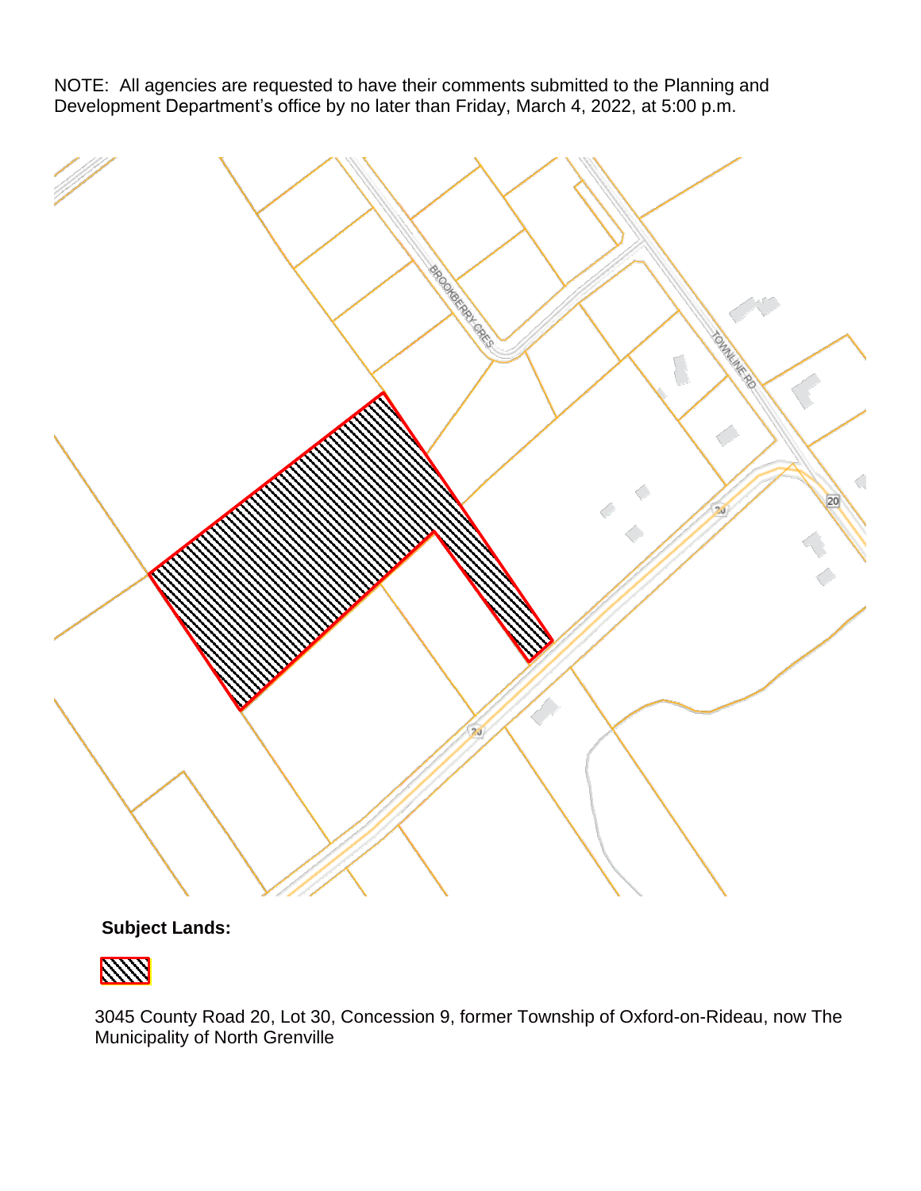NOTE: All agencies are requested to have their comments submitted to the Planning and Development Department's office by no later than Friday, March 4, 2022, at 5:00 p.m.

BROOKBERRY CRES

TOWNLINE RD

20

20

20

**Subject Lands:**

3045 County Road 20, Lot 30, Concession 9, former Township of Oxford-on-Rideau, now The Municipality of North Grenville